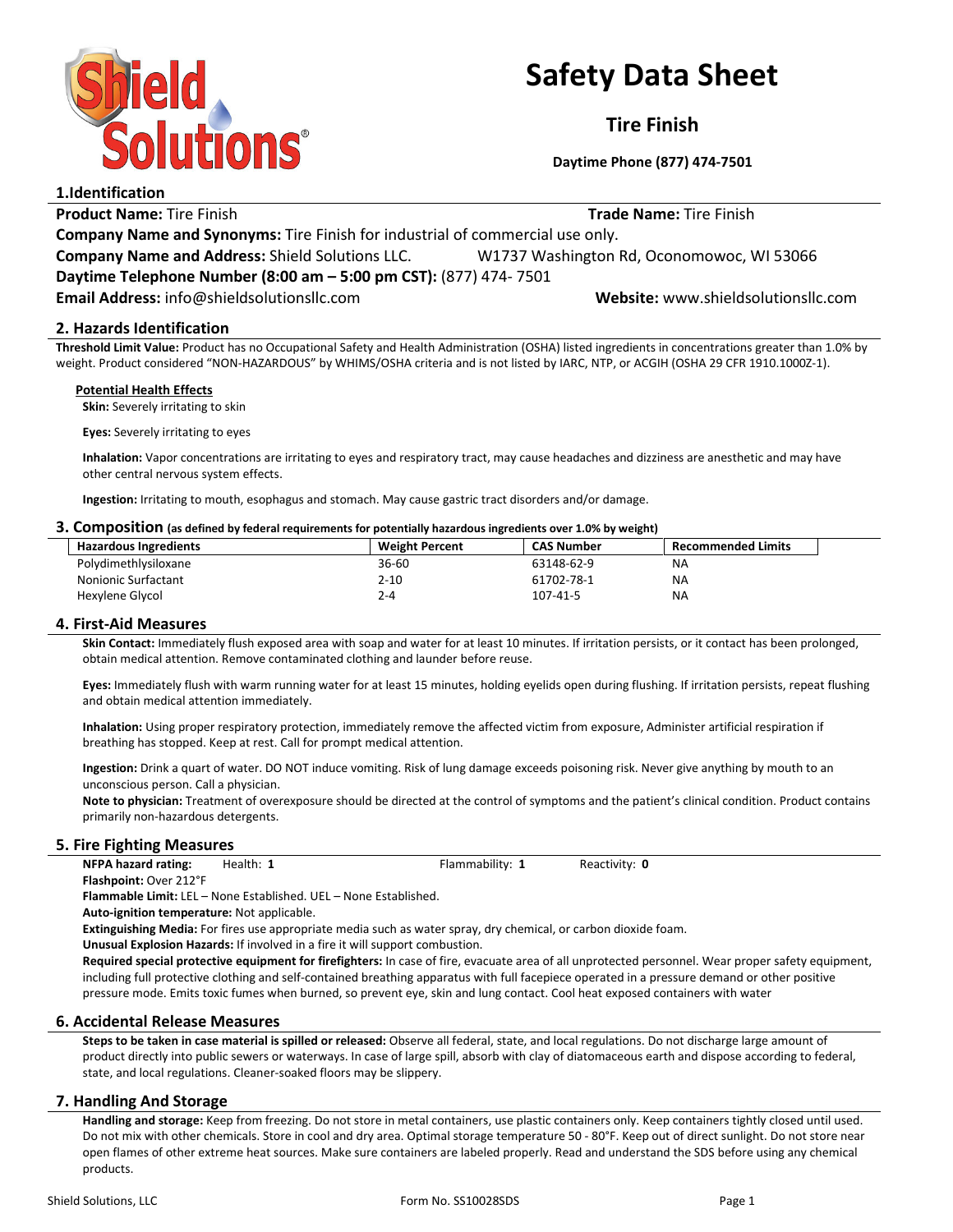# Safety Data Sheet

## Tire Finish

**Daytime Phone (877) 474-7501**

## 1.Identification

**Product Name:** Tire Finish **Trade Name:** Tire Finish

**Company Name and Synonyms:** Tire Finish for industrial of commercial use only.

**Company Name and Address:** Shield Solutions LLC. W1737 Washington Rd, Oconomowoc, WI 53066

**Daytime Telephone Number (8:00 am – 5:00 pm CST):** (877) 474- 7501

**Email Address:** info@shieldsolutionsllc.com **Website:** www.shieldsolutionsllc.com

## 2. Hazards Identification

**Threshold Limit Value:** Product has no Occupational Safety and Health Administration (OSHA) listed ingredients in concentrations greater than 1.0% by weight. Product considered "NON-HAZARDOUS" by WHIMS/OSHA criteria and is not listed by IARC, NTP, or ACGIH (OSHA 29 CFR 1910.1000Z-1).

**Potential Health Effects**

**Skin:** Severely irritating to skin

**Eyes:** Severely irritating to eyes

**Inhalation:** Vapor concentrations are irritating to eyes and respiratory tract, may cause headaches and dizziness are anesthetic and may have other central nervous system effects.

**Ingestion:** Irritating to mouth, esophagus and stomach. May cause gastric tract disorders and/or damage.

## 3. Composition (as defined by federal requirements for potentially hazardous ingredients over 1.0% by weight)

| Hazardous Ingredients | Weight Percent | CAS Number | Recommended Limits |
|---|---|---|---|
| Polydimethlysiloxane | 36-60 | 63148-62-9 | NA |
| Nonionic Surfactant | 2-10 | 61702-78-1 | NA |
| Hexylene Glycol | 2-4 | 107-41-5 | NA |

## 4. First-Aid Measures

**Skin Contact:** Immediately flush exposed area with soap and water for at least 10 minutes. If irritation persists, or it contact has been prolonged, obtain medical attention. Remove contaminated clothing and launder before reuse.

**Eyes:** Immediately flush with warm running water for at least 15 minutes, holding eyelids open during flushing. If irritation persists, repeat flushing and obtain medical attention immediately.

**Inhalation:** Using proper respiratory protection, immediately remove the affected victim from exposure, Administer artificial respiration if breathing has stopped. Keep at rest. Call for prompt medical attention.

**Ingestion:** Drink a quart of water. DO NOT induce vomiting. Risk of lung damage exceeds poisoning risk. Never give anything by mouth to an unconscious person. Call a physician.

**Note to physician:** Treatment of overexposure should be directed at the control of symptoms and the patient's clinical condition. Product contains primarily non-hazardous detergents.

## 5. Fire Fighting Measures

**NFPA hazard rating:** Health: **1** Flammability: **1** Reactivity: **0**

**Flashpoint:** Over 212°F

**Flammable Limit:** LEL – None Established. UEL – None Established.

**Auto-ignition temperature:** Not applicable.

**Extinguishing Media:** For fires use appropriate media such as water spray, dry chemical, or carbon dioxide foam.

**Unusual Explosion Hazards:** If involved in a fire it will support combustion.

**Required special protective equipment for firefighters:** In case of fire, evacuate area of all unprotected personnel. Wear proper safety equipment, including full protective clothing and self-contained breathing apparatus with full facepiece operated in a pressure demand or other positive pressure mode. Emits toxic fumes when burned, so prevent eye, skin and lung contact. Cool heat exposed containers with water

## 6. Accidental Release Measures

**Steps to be taken in case material is spilled or released:** Observe all federal, state, and local regulations. Do not discharge large amount of product directly into public sewers or waterways. In case of large spill, absorb with clay of diatomaceous earth and dispose according to federal, state, and local regulations. Cleaner-soaked floors may be slippery.

## 7. Handling And Storage

**Handling and storage:** Keep from freezing. Do not store in metal containers, use plastic containers only. Keep containers tightly closed until used. Do not mix with other chemicals. Store in cool and dry area. Optimal storage temperature 50 - 80°F. Keep out of direct sunlight. Do not store near open flames of other extreme heat sources. Make sure containers are labeled properly. Read and understand the SDS before using any chemical products.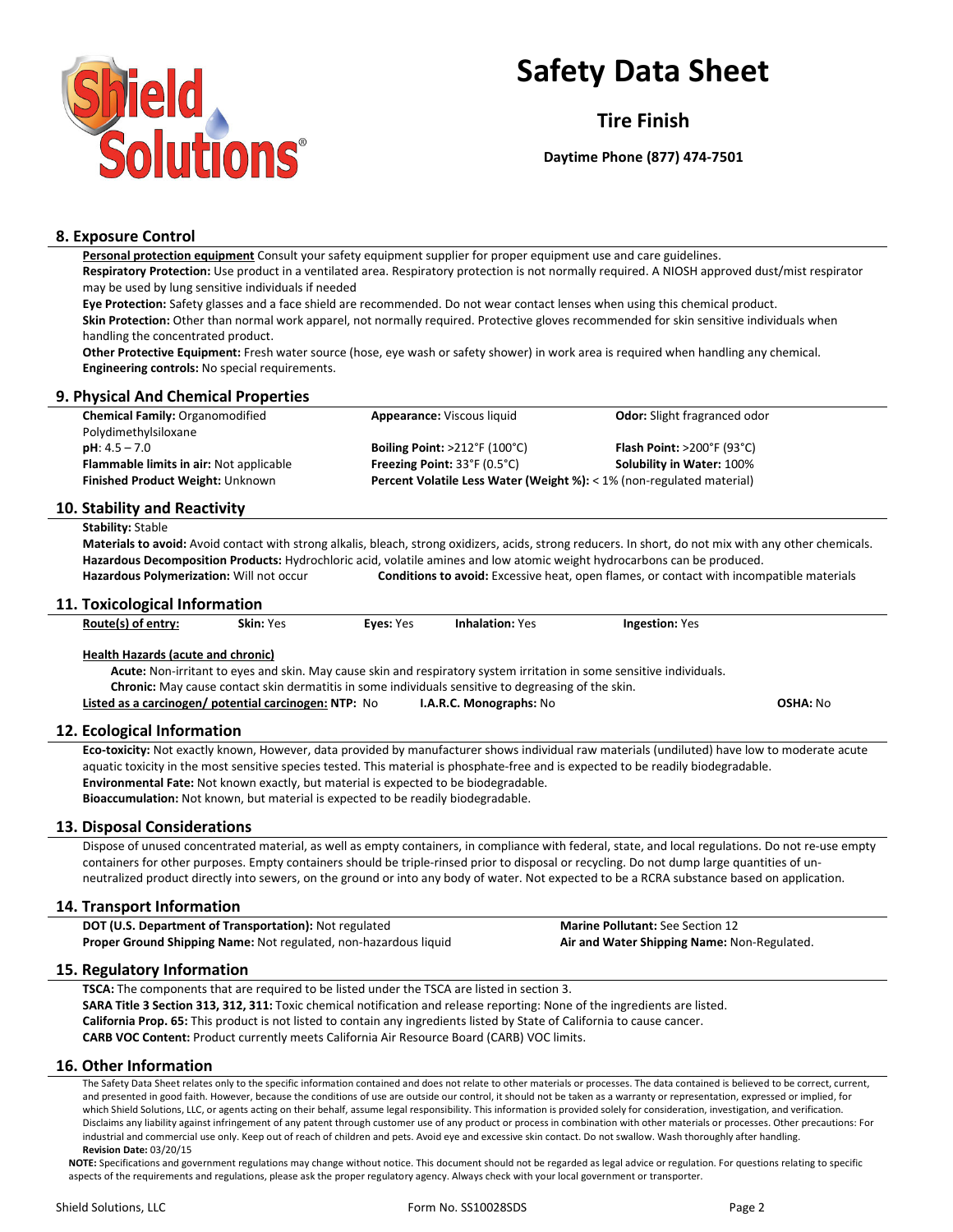# Safety Data Sheet

## Tire Finish

**Daytime Phone (877) 474-7501**

## 8. Exposure Control

**Personal protection equipment** Consult your safety equipment supplier for proper equipment use and care guidelines.

**Respiratory Protection:** Use product in a ventilated area. Respiratory protection is not normally required. A NIOSH approved dust/mist respirator may be used by lung sensitive individuals if needed

**Eye Protection:** Safety glasses and a face shield are recommended. Do not wear contact lenses when using this chemical product.

**Skin Protection:** Other than normal work apparel, not normally required. Protective gloves recommended for skin sensitive individuals when handling the concentrated product.

**Other Protective Equipment:** Fresh water source (hose, eye wash or safety shower) in work area is required when handling any chemical.

**Engineering controls:** No special requirements.

## 9. Physical And Chemical Properties

| | | |
|---|---|---|
| **Chemical Family:** Organomodified Polydimethylsiloxane | **Appearance:** Viscous liquid | **Odor:** Slight fragranced odor |
| **pH**: 4.5 – 7.0 | **Boiling Point:** >212°F (100°C) | **Flash Point:** >200°F (93°C) |
| **Flammable limits in air:** Not applicable | **Freezing Point:** 33°F (0.5°C) | **Solubility in Water:** 100% |
| **Finished Product Weight:** Unknown | **Percent Volatile Less Water (Weight %):** < 1% (non-regulated material) | |

## 10. Stability and Reactivity

**Stability:** Stable

**Materials to avoid:** Avoid contact with strong alkalis, bleach, strong oxidizers, acids, strong reducers. In short, do not mix with any other chemicals.

**Hazardous Decomposition Products:** Hydrochloric acid, volatile amines and low atomic weight hydrocarbons can be produced.

**Hazardous Polymerization:** Will not occur

**Conditions to avoid:** Excessive heat, open flames, or contact with incompatible materials

## 11. Toxicological Information

**Route(s) of entry:** **Skin:** Yes **Eyes:** Yes **Inhalation:** Yes **Ingestion:** Yes

**Health Hazards (acute and chronic)**

**Acute:** Non-irritant to eyes and skin. May cause skin and respiratory system irritation in some sensitive individuals.

**Chronic:** May cause contact skin dermatitis in some individuals sensitive to degreasing of the skin.

**Listed as a carcinogen/ potential carcinogen:** **NTP:** No **I.A.R.C. Monographs:** No **OSHA:** No

## 12. Ecological Information

**Eco-toxicity:** Not exactly known, However, data provided by manufacturer shows individual raw materials (undiluted) have low to moderate acute aquatic toxicity in the most sensitive species tested. This material is phosphate-free and is expected to be readily biodegradable.

**Environmental Fate:** Not known exactly, but material is expected to be biodegradable.

**Bioaccumulation:** Not known, but material is expected to be readily biodegradable.

## 13. Disposal Considerations

Dispose of unused concentrated material, as well as empty containers, in compliance with federal, state, and local regulations. Do not re-use empty containers for other purposes. Empty containers should be triple-rinsed prior to disposal or recycling. Do not dump large quantities of un-neutralized product directly into sewers, on the ground or into any body of water. Not expected to be a RCRA substance based on application.

## 14. Transport Information

**DOT (U.S. Department of Transportation):** Not regulated

**Proper Ground Shipping Name:** Not regulated, non-hazardous liquid

**Marine Pollutant:** See Section 12

**Air and Water Shipping Name:** Non-Regulated.

## 15. Regulatory Information

**TSCA:** The components that are required to be listed under the TSCA are listed in section 3.

**SARA Title 3 Section 313, 312, 311:** Toxic chemical notification and release reporting: None of the ingredients are listed.

**California Prop. 65:** This product is not listed to contain any ingredients listed by State of California to cause cancer.

**CARB VOC Content:** Product currently meets California Air Resource Board (CARB) VOC limits.

## 16. Other Information

The Safety Data Sheet relates only to the specific information contained and does not relate to other materials or processes. The data contained is believed to be correct, current, and presented in good faith. However, because the conditions of use are outside our control, it should not be taken as a warranty or representation, expressed or implied, for which Shield Solutions, LLC, or agents acting on their behalf, assume legal responsibility. This information is provided solely for consideration, investigation, and verification. Disclaims any liability against infringement of any patent through customer use of any product or process in combination with other materials or processes. Other precautions: For industrial and commercial use only. Keep out of reach of children and pets. Avoid eye and excessive skin contact. Do not swallow. Wash thoroughly after handling.

**Revision Date:** 03/20/15

**NOTE:** Specifications and government regulations may change without notice. This document should not be regarded as legal advice or regulation. For questions relating to specific aspects of the requirements and regulations, please ask the proper regulatory agency. Always check with your local government or transporter.

Shield Solutions, LLC    Form No. SS10028SDS